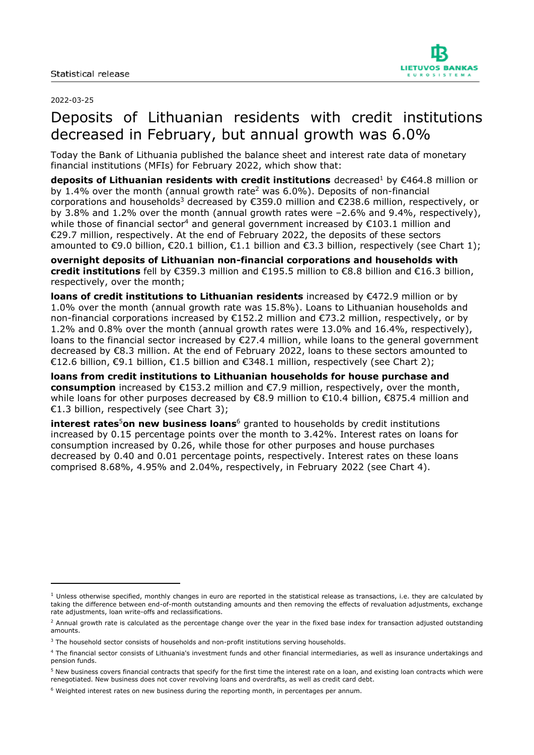Statistical release

2022-03-25

# Deposits of Lithuanian residents with credit institutions decreased in February, but annual growth was 6.0%

Today the Bank of Lithuania published the balance sheet and interest rate data of monetary financial institutions (MFIs) for February 2022, which show that:

**deposits of Lithuanian residents with credit institutions** decreased[1] by €464.8 million or by 1.4% over the month (annual growth rate[2] was 6.0%). Deposits of non-financial corporations and households[3] decreased by €359.0 million and €238.6 million, respectively, or by 3.8% and 1.2% over the month (annual growth rates were –2.6% and 9.4%, respectively), while those of financial sector[4] and general government increased by €103.1 million and €29.7 million, respectively. At the end of February 2022, the deposits of these sectors amounted to €9.0 billion, €20.1 billion, €1.1 billion and €3.3 billion, respectively (see Chart 1);

**overnight deposits of Lithuanian non-financial corporations and households with credit institutions** fell by €359.3 million and €195.5 million to €8.8 billion and €16.3 billion, respectively, over the month;

**loans of credit institutions to Lithuanian residents** increased by €472.9 million or by 1.0% over the month (annual growth rate was 15.8%). Loans to Lithuanian households and non-financial corporations increased by €152.2 million and €73.2 million, respectively, or by 1.2% and 0.8% over the month (annual growth rates were 13.0% and 16.4%, respectively), loans to the financial sector increased by €27.4 million, while loans to the general government decreased by €8.3 million. At the end of February 2022, loans to these sectors amounted to €12.6 billion, €9.1 billion, €1.5 billion and €348.1 million, respectively (see Chart 2);

**loans from credit institutions to Lithuanian households for house purchase and consumption** increased by €153.2 million and €7.9 million, respectively, over the month, while loans for other purposes decreased by €8.9 million to €10.4 billion, €875.4 million and €1.3 billion, respectively (see Chart 3);

**interest rates**[5] **on new business loans**[6] granted to households by credit institutions increased by 0.15 percentage points over the month to 3.42%. Interest rates on loans for consumption increased by 0.26, while those for other purposes and house purchases decreased by 0.40 and 0.01 percentage points, respectively. Interest rates on these loans comprised 8.68%, 4.95% and 2.04%, respectively, in February 2022 (see Chart 4).

---

[1] Unless otherwise specified, monthly changes in euro are reported in the statistical release as transactions, i.e. they are calculated by taking the difference between end-of-month outstanding amounts and then removing the effects of revaluation adjustments, exchange rate adjustments, loan write-offs and reclassifications.

[2] Annual growth rate is calculated as the percentage change over the year in the fixed base index for transaction adjusted outstanding amounts.

[3] The household sector consists of households and non-profit institutions serving households.

[4] The financial sector consists of Lithuania's investment funds and other financial intermediaries, as well as insurance undertakings and pension funds.

[5] New business covers financial contracts that specify for the first time the interest rate on a loan, and existing loan contracts which were renegotiated. New business does not cover revolving loans and overdrafts, as well as credit card debt.

[6] Weighted interest rates on new business during the reporting month, in percentages per annum.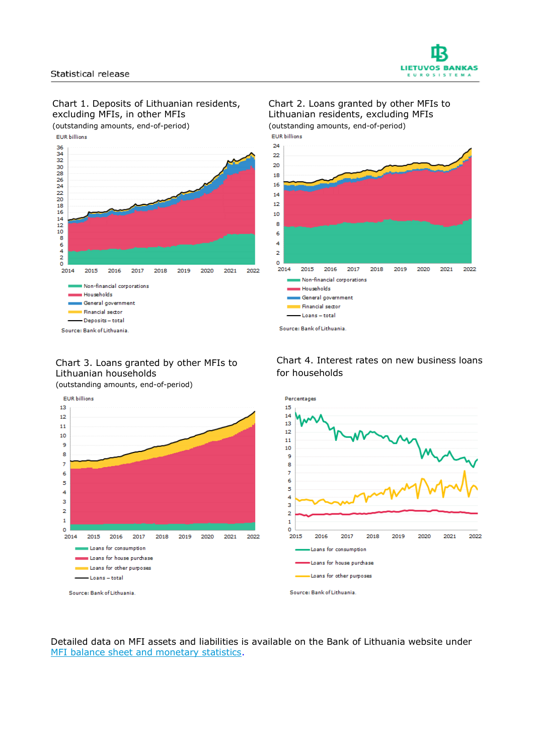Chart 1. Deposits of Lithuanian residents, excluding MFIs, in other MFIs
(outstanding amounts, end-of-period)

EUR billions

- Non-financial corporations
- Households
- General government
- Financial sector
- Deposits – total

Source: Bank of Lithuania.

Chart 2. Loans granted by other MFIs to Lithuanian residents, excluding MFIs
(outstanding amounts, end-of-period)

EUR billions

- Non-financial corporations
- Households
- General government
- Financial sector
- Loans – total

Source: Bank of Lithuania.

Chart 3. Loans granted by other MFIs to Lithuanian households
(outstanding amounts, end-of-period)

EUR billions

- Loans for consumption
- Loans for house purchase
- Loans for other purposes
- Loans – total

Source: Bank of Lithuania.

Chart 4. Interest rates on new business loans for households

Percentages

- Loans for consumption
- Loans for house purchase
- Loans for other purposes

Source: Bank of Lithuania.

Detailed data on MFI assets and liabilities is available on the Bank of Lithuania website under [MFI balance sheet and monetary statistics](MFI balance sheet and monetary statistics).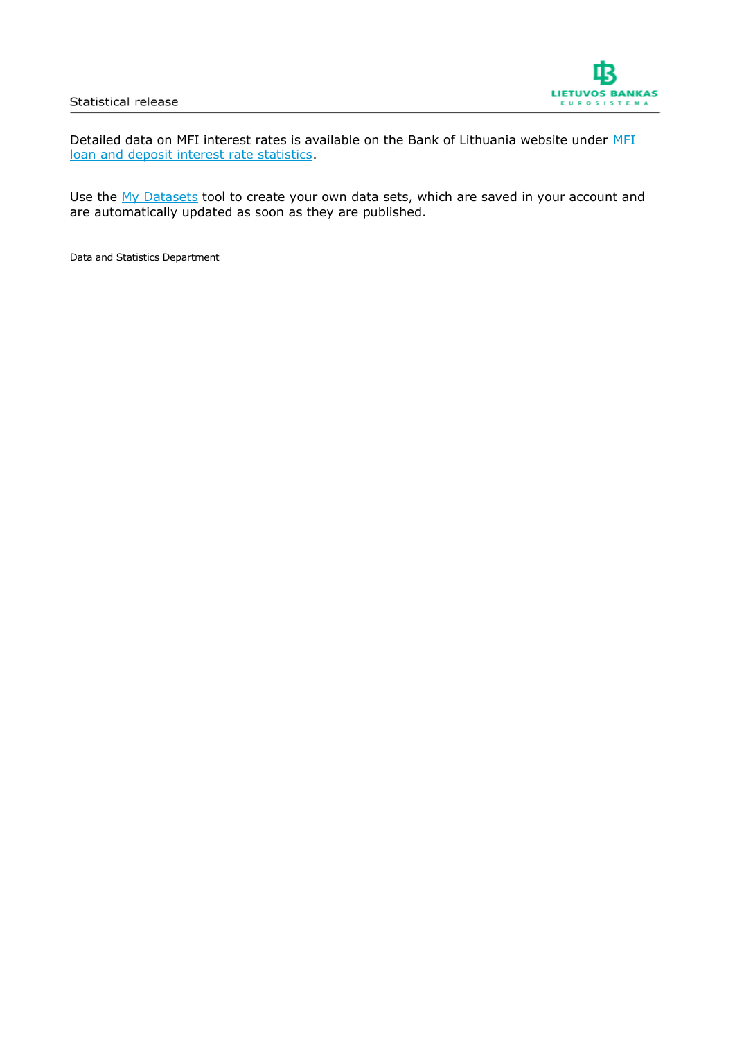Detailed data on MFI interest rates is available on the Bank of Lithuania website under MFI loan and deposit interest rate statistics.

Use the My Datasets tool to create your own data sets, which are saved in your account and are automatically updated as soon as they are published.

Data and Statistics Department